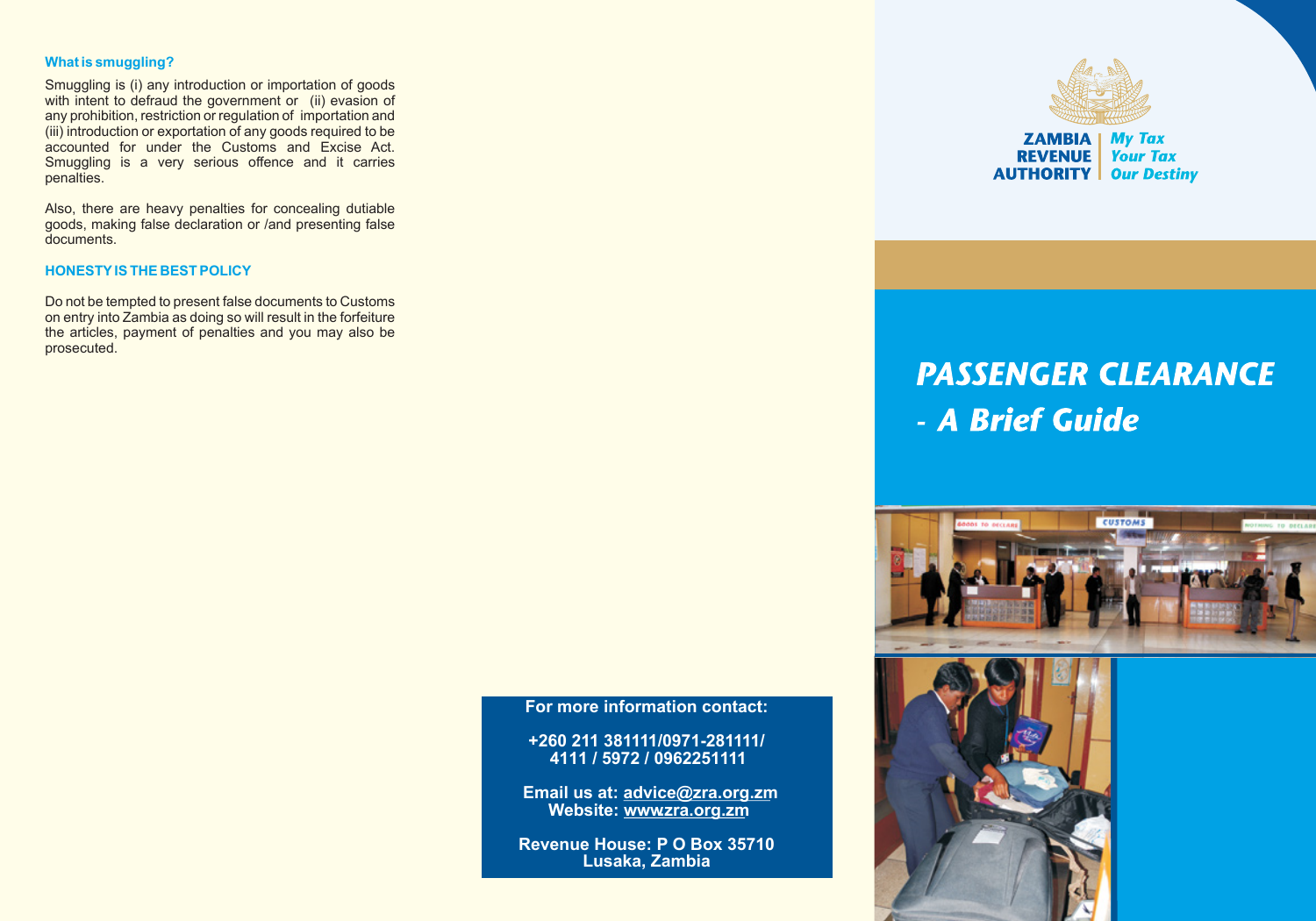### What is smuggling?

Smuggling is (i) any introduction or importation of goods with intent to defraud the government or (ii) evasion of any prohibition, restriction or regulation of importation and (iii) introduction or exportation of any goods required to be accounted for under the Customs and Excise Act. Smuggling is a very serious offence and it carries penalties.

Also, there are heavy penalties for concealing dutiable goods, making false declaration or /and presenting false documents.

### HONESTY IS THE BEST POLICY

Do not be tempted to present false documents to Customs on entry into Zambia as doing so will result in the forfeiture the articles, payment of penalties and you may also be prosecuted.

**For more information contact:**

**+260 211 381111/0971-281111/ 4111 / 5972 / 0962251111**

**Email us at: advice@zra.org.zm**
**Website: wwwzra.org.zm**

**Revenue House: P O Box 35710**
**Lusaka, Zambia**

**ZAMBIA REVENUE AUTHORITY** | *My Tax Your Tax Our Destiny*

# *PASSENGER CLEARANCE - A Brief Guide*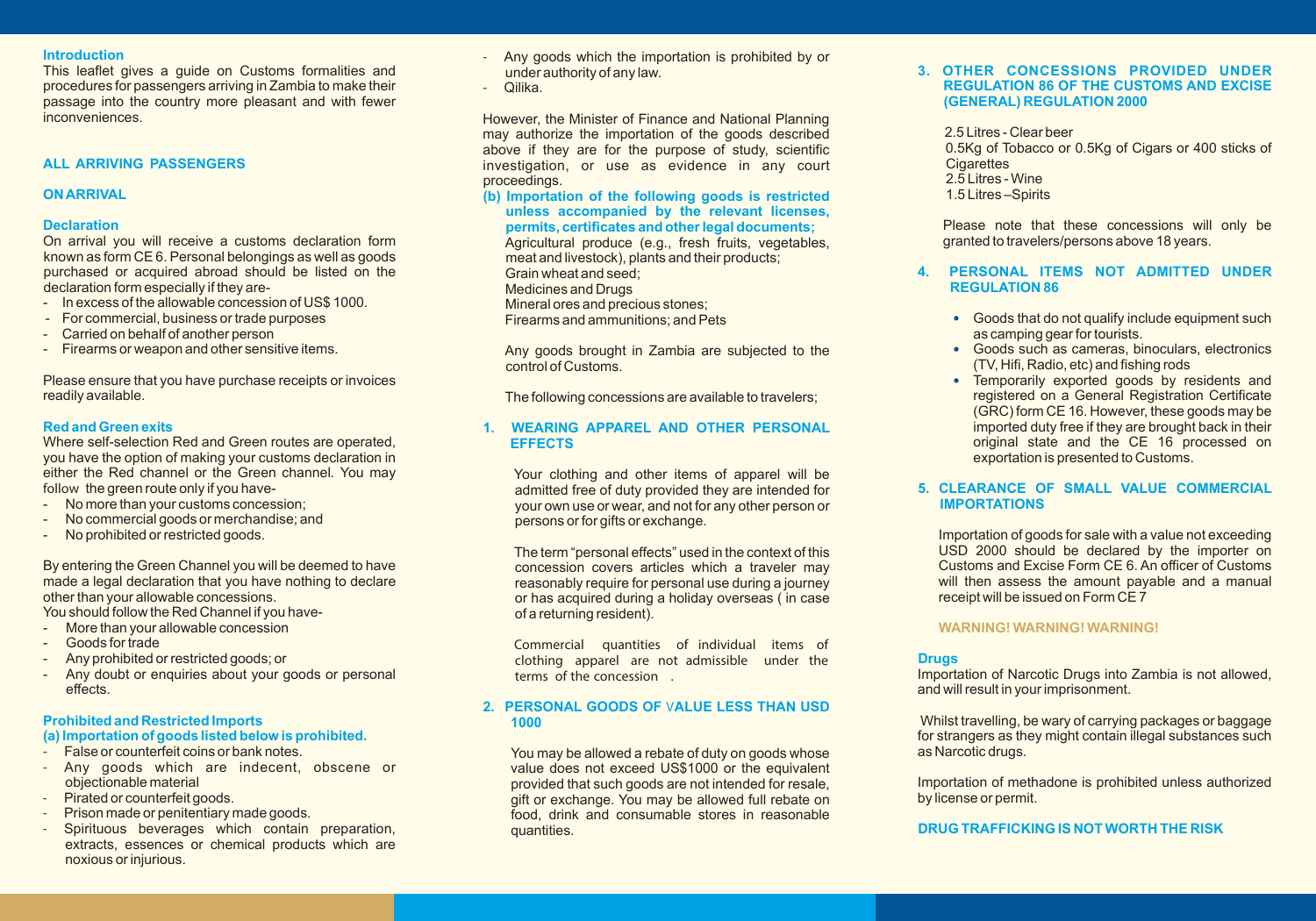## Introduction

This leaflet gives a guide on Customs formalities and procedures for passengers arriving in Zambia to make their passage into the country more pleasant and with fewer inconveniences.

## ALL ARRIVING PASSENGERS

## ON ARRIVAL

### Declaration

On arrival you will receive a customs declaration form known as form CE 6. Personal belongings as well as goods purchased or acquired abroad should be listed on the declaration form especially if they are-

- In excess of the allowable concession of US$ 1000.
- For commercial, business or trade purposes
- Carried on behalf of another person
- Firearms or weapon and other sensitive items.

Please ensure that you have purchase receipts or invoices readily available.

### Red and Green exits

Where self-selection Red and Green routes are operated, you have the option of making your customs declaration in either the Red channel or the Green channel. You may follow the green route only if you have-

- No more than your customs concession;
- No commercial goods or merchandise; and
- No prohibited or restricted goods.

By entering the Green Channel you will be deemed to have made a legal declaration that you have nothing to declare other than your allowable concessions.
You should follow the Red Channel if you have-

- More than your allowable concession
- Goods for trade
- Any prohibited or restricted goods; or
- Any doubt or enquiries about your goods or personal effects.

### Prohibited and Restricted Imports

**(a) Importation of goods listed below is prohibited.**

- False or counterfeit coins or bank notes.
- Any goods which are indecent, obscene or objectionable material
- Pirated or counterfeit goods.
- Prison made or penitentiary made goods.
- Spirituous beverages which contain preparation, extracts, essences or chemical products which are noxious or injurious.
- Any goods which the importation is prohibited by or under authority of any law.
- Qilika.

However, the Minister of Finance and National Planning may authorize the importation of the goods described above if they are for the purpose of study, scientific investigation, or use as evidence in any court proceedings.

**(b) Importation of the following goods is restricted unless accompanied by the relevant licenses, permits, certificates and other legal documents;**

Agricultural produce (e.g., fresh fruits, vegetables, meat and livestock), plants and their products;
Grain wheat and seed;
Medicines and Drugs
Mineral ores and precious stones;
Firearms and ammunitions; and Pets

Any goods brought in Zambia are subjected to the control of Customs.

The following concessions are available to travelers;

### 1. WEARING APPAREL AND OTHER PERSONAL EFFECTS

Your clothing and other items of apparel will be admitted free of duty provided they are intended for your own use or wear, and not for any other person or persons or for gifts or exchange.

The term "personal effects" used in the context of this concession covers articles which a traveler may reasonably require for personal use during a journey or has acquired during a holiday overseas ( in case of a returning resident).

Commercial quantities of individual items of clothing apparel are not admissible under the terms of the concession .

### 2. PERSONAL GOODS OF VALUE LESS THAN USD 1000

You may be allowed a rebate of duty on goods whose value does not exceed US$1000 or the equivalent provided that such goods are not intended for resale, gift or exchange. You may be allowed full rebate on food, drink and consumable stores in reasonable quantities.

### 3. OTHER CONCESSIONS PROVIDED UNDER REGULATION 86 OF THE CUSTOMS AND EXCISE (GENERAL) REGULATION 2000

2.5 Litres - Clear beer
0.5Kg of Tobacco or 0.5Kg of Cigars or 400 sticks of Cigarettes
2.5 Litres - Wine
1.5 Litres –Spirits

Please note that these concessions will only be granted to travelers/persons above 18 years.

### 4. PERSONAL ITEMS NOT ADMITTED UNDER REGULATION 86

- Goods that do not qualify include equipment such as camping gear for tourists.
- Goods such as cameras, binoculars, electronics (TV, Hifi, Radio, etc) and fishing rods
- Temporarily exported goods by residents and registered on a General Registration Certificate (GRC) form CE 16. However, these goods may be imported duty free if they are brought back in their original state and the CE 16 processed on exportation is presented to Customs.

### 5. CLEARANCE OF SMALL VALUE COMMERCIAL IMPORTATIONS

Importation of goods for sale with a value not exceeding USD 2000 should be declared by the importer on Customs and Excise Form CE 6. An officer of Customs will then assess the amount payable and a manual receipt will be issued on Form CE 7

**WARNING! WARNING! WARNING!**

### Drugs

Importation of Narcotic Drugs into Zambia is not allowed, and will result in your imprisonment.

Whilst travelling, be wary of carrying packages or baggage for strangers as they might contain illegal substances such as Narcotic drugs.

Importation of methadone is prohibited unless authorized by license or permit.

**DRUG TRAFFICKING IS NOT WORTH THE RISK**